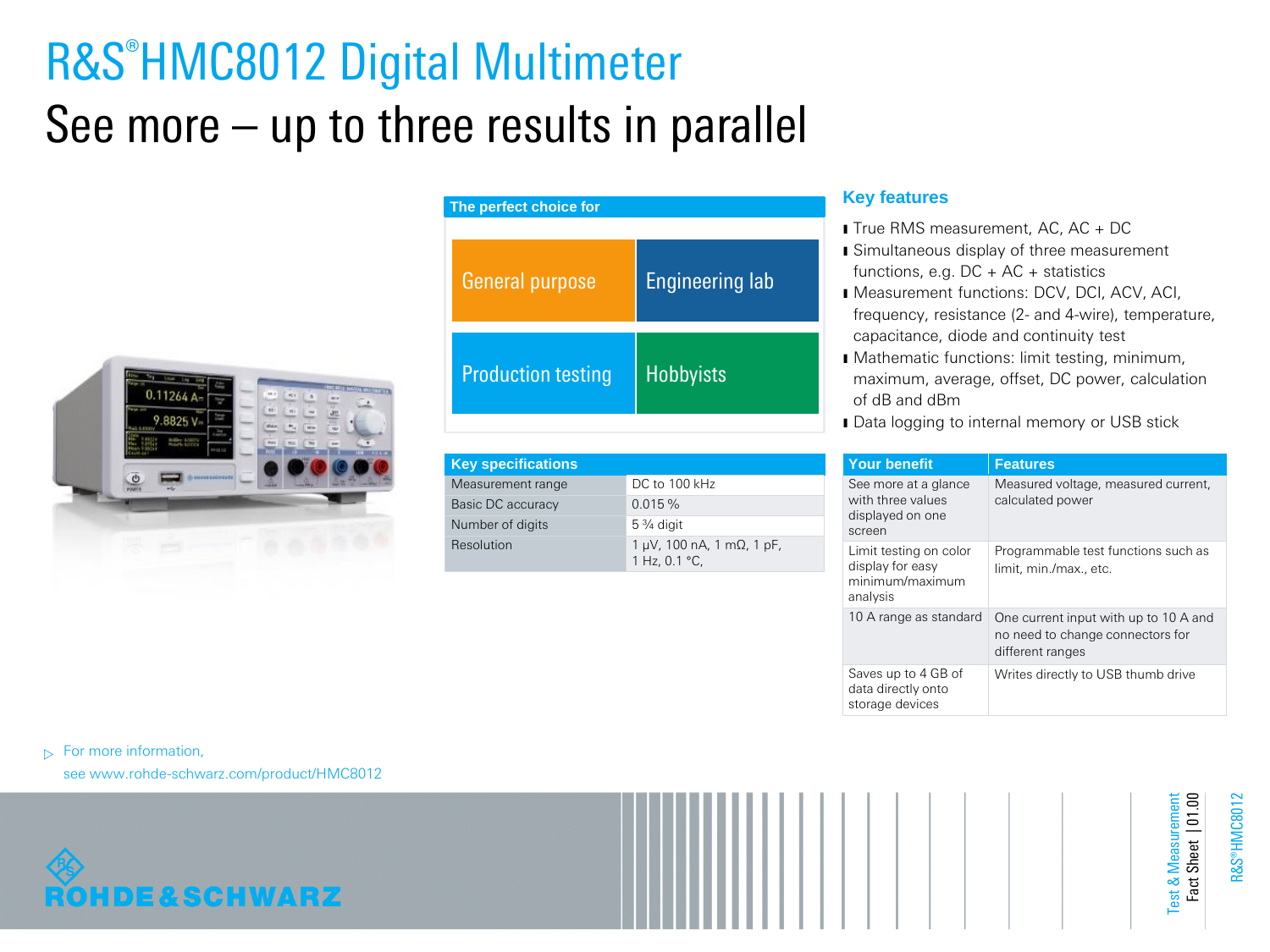# R&S®HMC8012 Digital Multimeter

## See more – up to three results in parallel

**The perfect choice for**

| General purpose | Engineering lab |
|---|---|
| Production testing | Hobbyists |

| Key specifications | |
|---|---|
| Measurement range | DC to 100 kHz |
| Basic DC accuracy | 0.015 % |
| Number of digits | 5 ¾ digit |
| Resolution | 1 µV, 100 nA, 1 mΩ, 1 pF, 1 Hz, 0.1 °C, |

### Key features

- True RMS measurement, AC, AC + DC
- Simultaneous display of three measurement functions, e.g. DC + AC + statistics
- Measurement functions: DCV, DCI, ACV, ACI, frequency, resistance (2- and 4-wire), temperature, capacitance, diode and continuity test
- Mathematic functions: limit testing, minimum, maximum, average, offset, DC power, calculation of dB and dBm
- Data logging to internal memory or USB stick

| Your benefit | Features |
|---|---|
| See more at a glance with three values displayed on one screen | Measured voltage, measured current, calculated power |
| Limit testing on color display for easy minimum/maximum analysis | Programmable test functions such as limit, min./max., etc. |
| 10 A range as standard | One current input with up to 10 A and no need to change connectors for different ranges |
| Saves up to 4 GB of data directly onto storage devices | Writes directly to USB thumb drive |

▷ For more information, see www.rohde-schwarz.com/product/HMC8012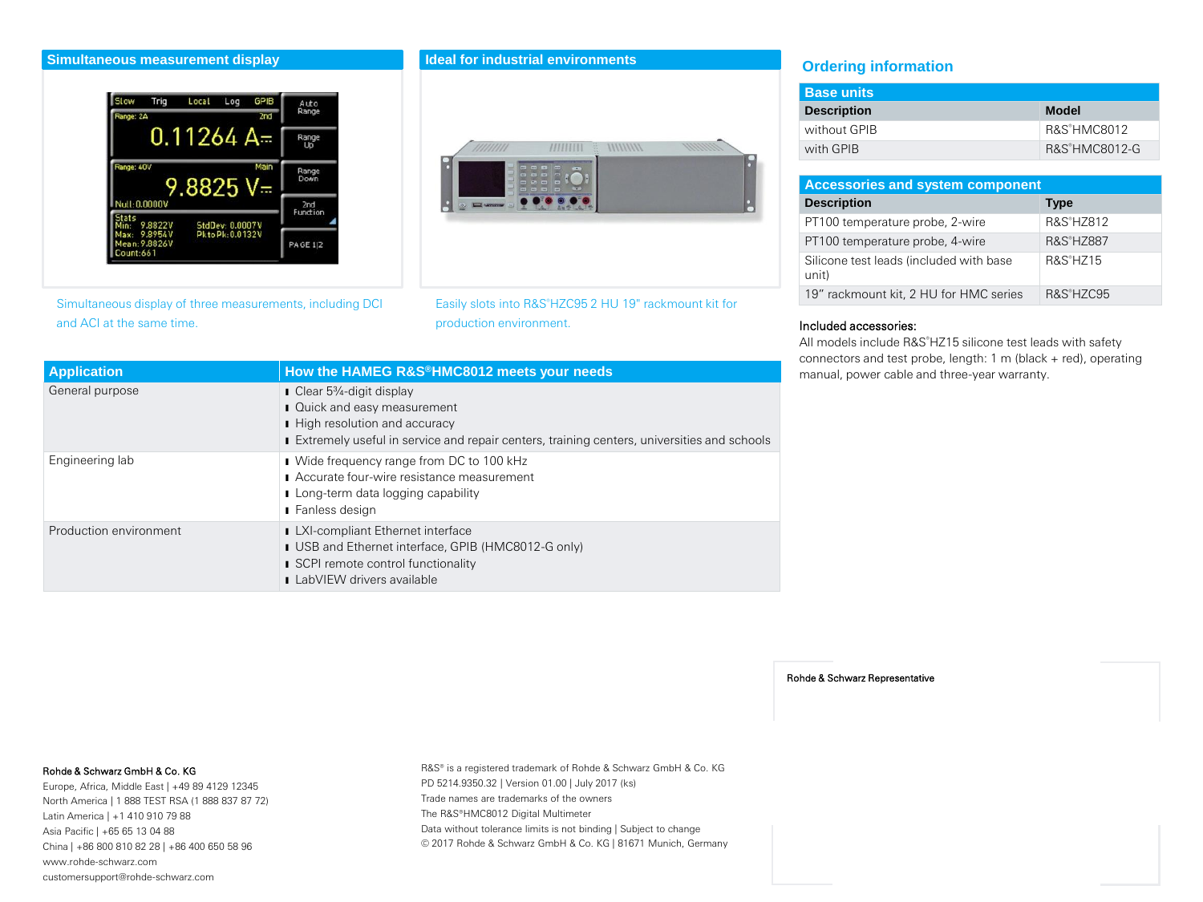## Simultaneous measurement display

Simultaneous display of three measurements, including DCI and ACI at the same time.

## Ideal for industrial environments

Easily slots into R&S®HZC95 2 HU 19" rackmount kit for production environment.

| Application | How the HAMEG R&S®HMC8012 meets your needs |
|---|---|
| General purpose | ▪ Clear 5¾-digit display<br>▪ Quick and easy measurement<br>▪ High resolution and accuracy<br>▪ Extremely useful in service and repair centers, training centers, universities and schools |
| Engineering lab | ▪ Wide frequency range from DC to 100 kHz<br>▪ Accurate four-wire resistance measurement<br>▪ Long-term data logging capability<br>▪ Fanless design |
| Production environment | ▪ LXI-compliant Ethernet interface<br>▪ USB and Ethernet interface, GPIB (HMC8012-G only)<br>▪ SCPI remote control functionality<br>▪ LabVIEW drivers available |

## Ordering information

| Base units | |
|---|---|
| **Description** | **Model** |
| without GPIB | R&S®HMC8012 |
| with GPIB | R&S®HMC8012-G |

| Accessories and system component | |
|---|---|
| **Description** | **Type** |
| PT100 temperature probe, 2-wire | R&S®HZ812 |
| PT100 temperature probe, 4-wire | R&S®HZ887 |
| Silicone test leads (included with base unit) | R&S®HZ15 |
| 19" rackmount kit, 2 HU for HMC series | R&S®HZC95 |

**Included accessories:**
All models include R&S®HZ15 silicone test leads with safety connectors and test probe, length: 1 m (black + red), operating manual, power cable and three-year warranty.

Rohde & Schwarz Representative

**Rohde & Schwarz GmbH & Co. KG**
Europe, Africa, Middle East | +49 89 4129 12345
North America | 1 888 TEST RSA (1 888 837 87 72)
Latin America | +1 410 910 79 88
Asia Pacific | +65 65 13 04 88
China | +86 800 810 82 28 | +86 400 650 58 96
www.rohde-schwarz.com
customersupport@rohde-schwarz.com

R&S® is a registered trademark of Rohde & Schwarz GmbH & Co. KG
PD 5214.9350.32 | Version 01.00 | July 2017 (ks)
Trade names are trademarks of the owners
The R&S®HMC8012 Digital Multimeter
Data without tolerance limits is not binding | Subject to change
© 2017 Rohde & Schwarz GmbH & Co. KG | 81671 Munich, Germany